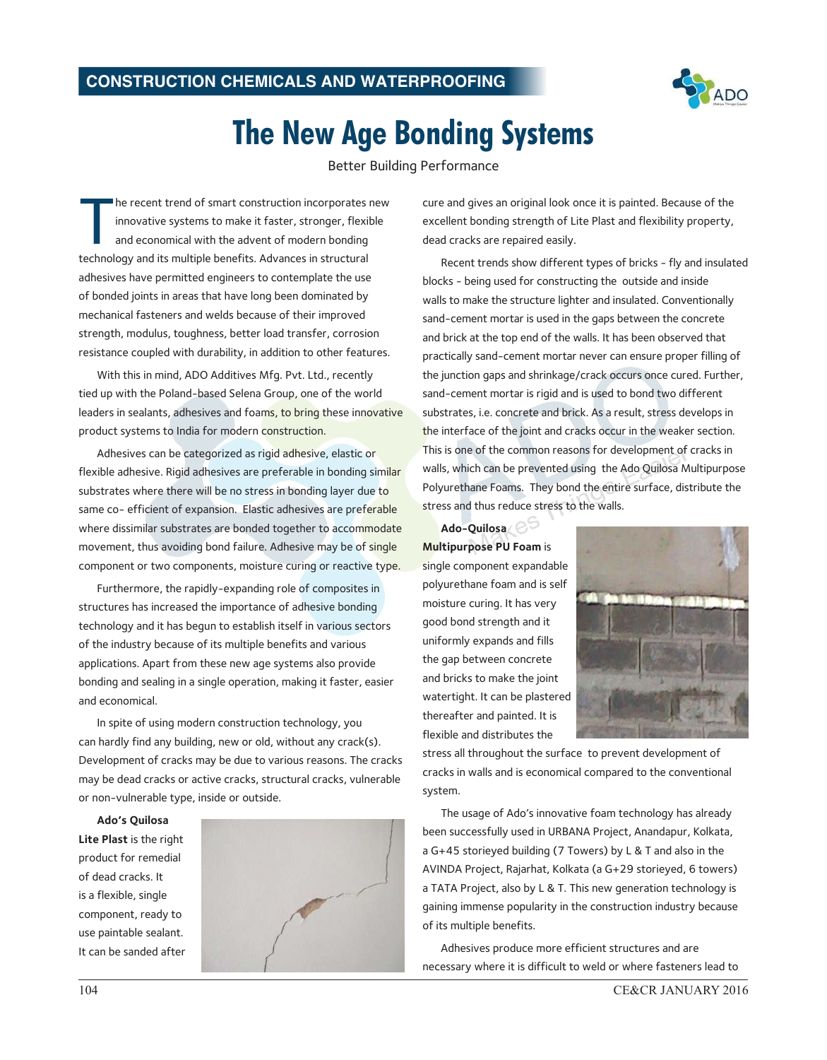# CONSTRUCTION CHEMICALS AND WATERPROOFING

# The New Age Bonding Systems

Better Building Performance

The recent trend of smart construction incorporates new innovative systems to make it faster, stronger, flexible and economical with the advent of modern bonding technology and its multiple benefits. Advances in structural adhesives have permitted engineers to contemplate the use of bonded joints in areas that have long been dominated by mechanical fasteners and welds because of their improved strength, modulus, toughness, better load transfer, corrosion resistance coupled with durability, in addition to other features.

With this in mind, ADO Additives Mfg. Pvt. Ltd., recently tied up with the Poland-based Selena Group, one of the world leaders in sealants, adhesives and foams, to bring these innovative product systems to India for modern construction.

Adhesives can be categorized as rigid adhesive, elastic or flexible adhesive. Rigid adhesives are preferable in bonding similar substrates where there will be no stress in bonding layer due to same co- efficient of expansion. Elastic adhesives are preferable where dissimilar substrates are bonded together to accommodate movement, thus avoiding bond failure. Adhesive may be of single component or two components, moisture curing or reactive type.

Furthermore, the rapidly-expanding role of composites in structures has increased the importance of adhesive bonding technology and it has begun to establish itself in various sectors of the industry because of its multiple benefits and various applications. Apart from these new age systems also provide bonding and sealing in a single operation, making it faster, easier and economical.

In spite of using modern construction technology, you can hardly find any building, new or old, without any crack(s). Development of cracks may be due to various reasons. The cracks may be dead cracks or active cracks, structural cracks, vulnerable or non-vulnerable type, inside or outside.

**Ado's Quilosa Lite Plast** is the right product for remedial of dead cracks. It is a flexible, single component, ready to use paintable sealant. It can be sanded after cure and gives an original look once it is painted. Because of the excellent bonding strength of Lite Plast and flexibility property, dead cracks are repaired easily.

Recent trends show different types of bricks - fly and insulated blocks - being used for constructing the outside and inside walls to make the structure lighter and insulated. Conventionally sand-cement mortar is used in the gaps between the concrete and brick at the top end of the walls. It has been observed that practically sand-cement mortar never can ensure proper filling of the junction gaps and shrinkage/crack occurs once cured. Further, sand-cement mortar is rigid and is used to bond two different substrates, i.e. concrete and brick. As a result, stress develops in the interface of the joint and cracks occur in the weaker section. This is one of the common reasons for development of cracks in walls, which can be prevented using the Ado Quilosa Multipurpose Polyurethane Foams. They bond the entire surface, distribute the stress and thus reduce stress to the walls.

**Ado-Quilosa Multipurpose PU Foam** is single component expandable polyurethane foam and is self moisture curing. It has very good bond strength and it uniformly expands and fills the gap between concrete and bricks to make the joint watertight. It can be plastered thereafter and painted. It is flexible and distributes the stress all throughout the surface to prevent development of cracks in walls and is economical compared to the conventional system.

The usage of Ado's innovative foam technology has already been successfully used in URBANA Project, Anandapur, Kolkata, a G+45 storieyed building (7 Towers) by L & T and also in the AVINDA Project, Rajarhat, Kolkata (a G+29 storieyed, 6 towers) a TATA Project, also by L & T. This new generation technology is gaining immense popularity in the construction industry because of its multiple benefits.

Adhesives produce more efficient structures and are necessary where it is difficult to weld or where fasteners lead to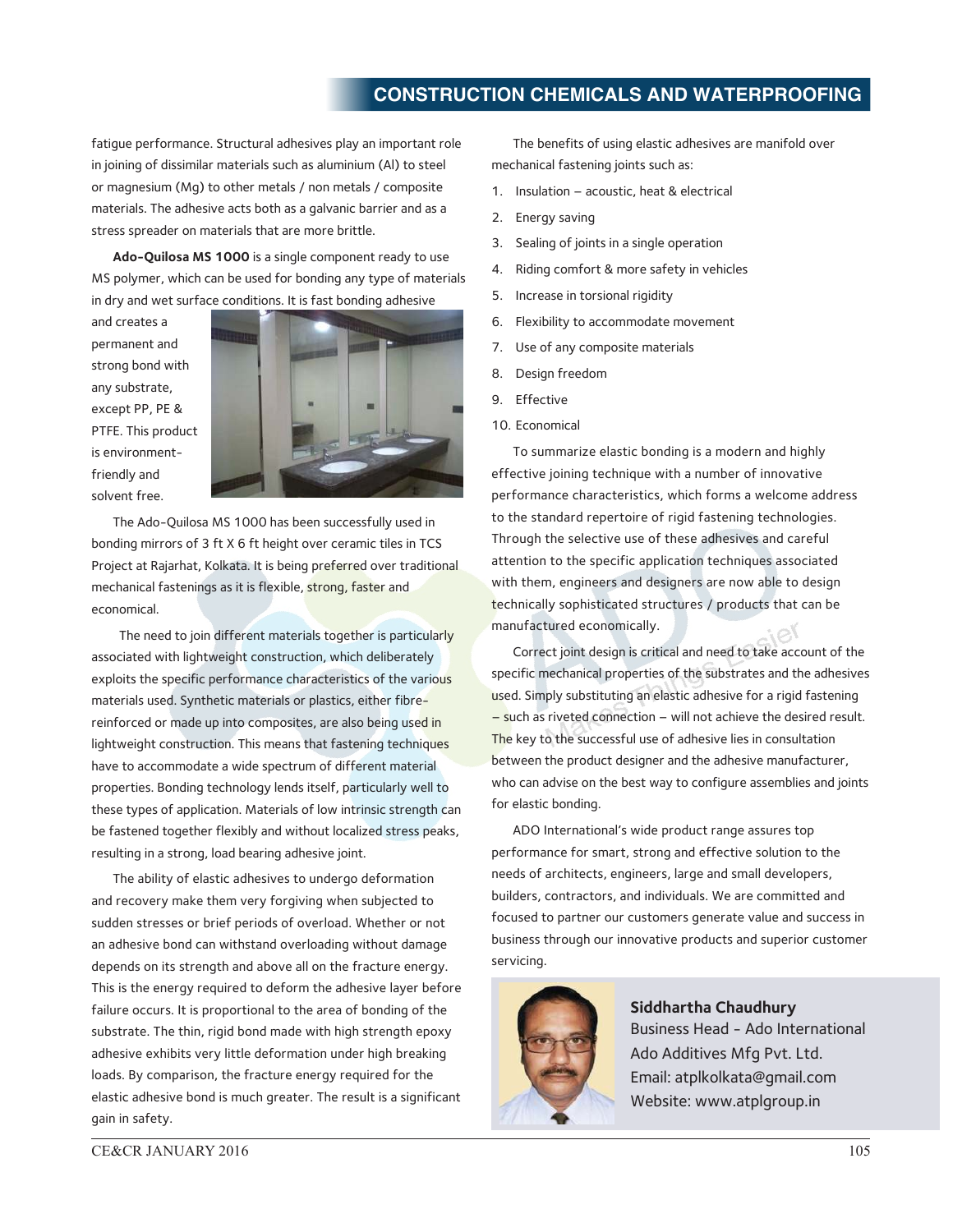fatigue performance. Structural adhesives play an important role in joining of dissimilar materials such as aluminium (Al) to steel or magnesium (Mg) to other metals / non metals / composite materials. The adhesive acts both as a galvanic barrier and as a stress spreader on materials that are more brittle.

**Ado-Quilosa MS 1000** is a single component ready to use MS polymer, which can be used for bonding any type of materials in dry and wet surface conditions. It is fast bonding adhesive and creates a permanent and strong bond with any substrate, except PP, PE & PTFE. This product is environment-friendly and solvent free.

The Ado-Quilosa MS 1000 has been successfully used in bonding mirrors of 3 ft X 6 ft height over ceramic tiles in TCS Project at Rajarhat, Kolkata. It is being preferred over traditional mechanical fastenings as it is flexible, strong, faster and economical.

The need to join different materials together is particularly associated with lightweight construction, which deliberately exploits the specific performance characteristics of the various materials used. Synthetic materials or plastics, either fibre-reinforced or made up into composites, are also being used in lightweight construction. This means that fastening techniques have to accommodate a wide spectrum of different material properties. Bonding technology lends itself, particularly well to these types of application. Materials of low intrinsic strength can be fastened together flexibly and without localized stress peaks, resulting in a strong, load bearing adhesive joint.

The ability of elastic adhesives to undergo deformation and recovery make them very forgiving when subjected to sudden stresses or brief periods of overload. Whether or not an adhesive bond can withstand overloading without damage depends on its strength and above all on the fracture energy. This is the energy required to deform the adhesive layer before failure occurs. It is proportional to the area of bonding of the substrate. The thin, rigid bond made with high strength epoxy adhesive exhibits very little deformation under high breaking loads. By comparison, the fracture energy required for the elastic adhesive bond is much greater. The result is a significant gain in safety.

The benefits of using elastic adhesives are manifold over mechanical fastening joints such as:

1. Insulation – acoustic, heat & electrical
2. Energy saving
3. Sealing of joints in a single operation
4. Riding comfort & more safety in vehicles
5. Increase in torsional rigidity
6. Flexibility to accommodate movement
7. Use of any composite materials
8. Design freedom
9. Effective
10. Economical

To summarize elastic bonding is a modern and highly effective joining technique with a number of innovative performance characteristics, which forms a welcome address to the standard repertoire of rigid fastening technologies. Through the selective use of these adhesives and careful attention to the specific application techniques associated with them, engineers and designers are now able to design technically sophisticated structures / products that can be manufactured economically.

Correct joint design is critical and need to take account of the specific mechanical properties of the substrates and the adhesives used. Simply substituting an elastic adhesive for a rigid fastening – such as riveted connection – will not achieve the desired result. The key to the successful use of adhesive lies in consultation between the product designer and the adhesive manufacturer, who can advise on the best way to configure assemblies and joints for elastic bonding.

ADO International's wide product range assures top performance for smart, strong and effective solution to the needs of architects, engineers, large and small developers, builders, contractors, and individuals. We are committed and focused to partner our customers generate value and success in business through our innovative products and superior customer servicing.

**Siddhartha Chaudhury**
Business Head - Ado International
Ado Additives Mfg Pvt. Ltd.
Email: atplkolkata@gmail.com
Website: www.atplgroup.in